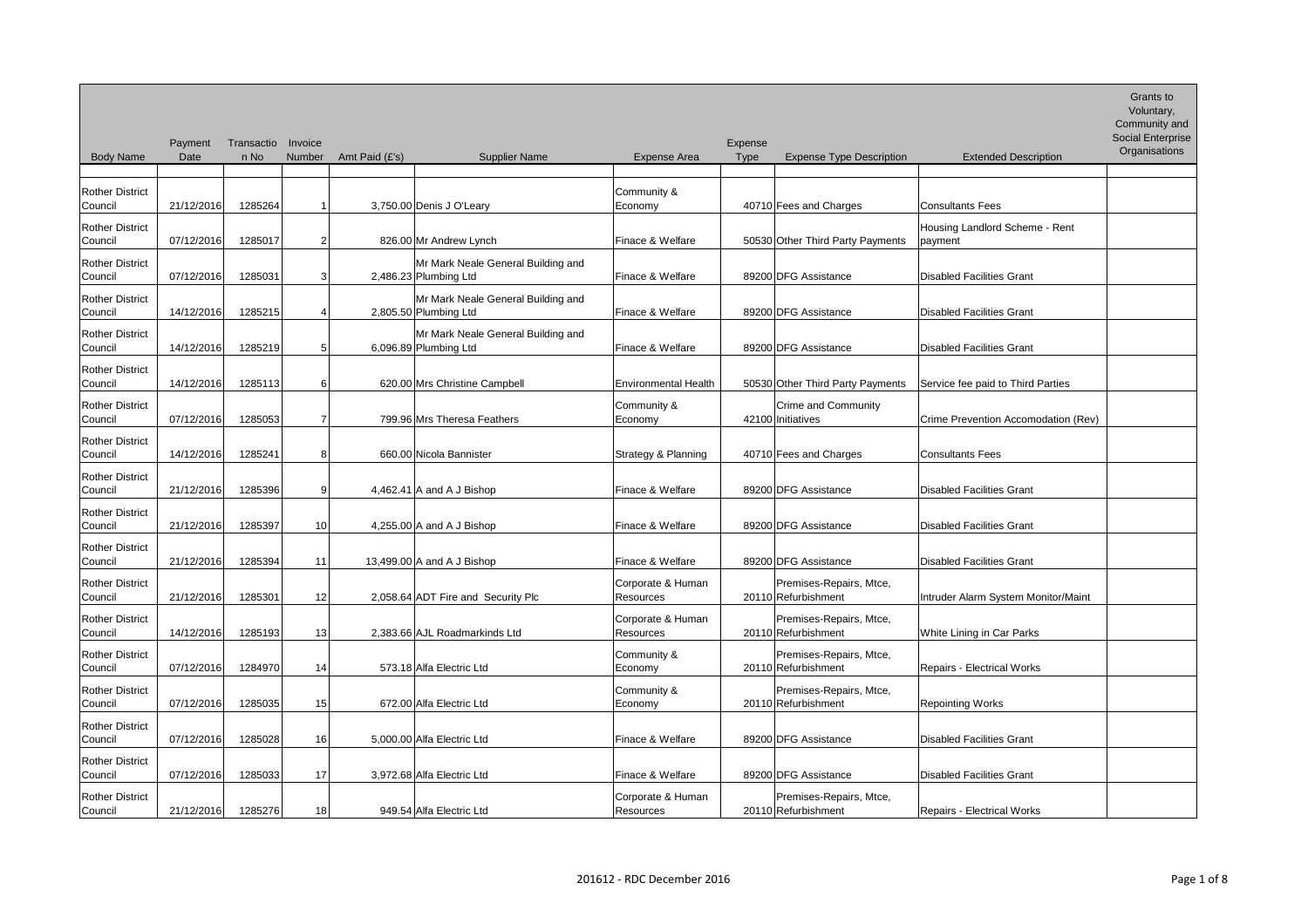| Body Name | Payment Date | Transaction No | Invoice Number | Amt Paid (£'s) | Supplier Name | Expense Area | Expense Type | Expense Type Description | Extended Description | Grants to Voluntary, Community and Social Enterprise Organisations |
|---|---|---|---|---|---|---|---|---|---|---|
| Rother District Council | 21/12/2016 | 1285264 | 1 | 3,750.00 | Denis J O'Leary | Community & Economy | 40710 | Fees and Charges | Consultants Fees | |
| Rother District Council | 07/12/2016 | 1285017 | 2 | 826.00 | Mr Andrew Lynch | Finace & Welfare | 50530 | Other Third Party Payments | Housing Landlord Scheme - Rent payment | |
| Rother District Council | 07/12/2016 | 1285031 | 3 | 2,486.23 | Mr Mark Neale General Building and Plumbing Ltd | Finace & Welfare | 89200 | DFG Assistance | Disabled Facilities Grant | |
| Rother District Council | 14/12/2016 | 1285215 | 4 | 2,805.50 | Mr Mark Neale General Building and Plumbing Ltd | Finace & Welfare | 89200 | DFG Assistance | Disabled Facilities Grant | |
| Rother District Council | 14/12/2016 | 1285219 | 5 | 6,096.89 | Mr Mark Neale General Building and Plumbing Ltd | Finace & Welfare | 89200 | DFG Assistance | Disabled Facilities Grant | |
| Rother District Council | 14/12/2016 | 1285113 | 6 | 620.00 | Mrs Christine Campbell | Environmental Health | 50530 | Other Third Party Payments | Service fee paid to Third Parties | |
| Rother District Council | 07/12/2016 | 1285053 | 7 | 799.96 | Mrs Theresa Feathers | Community & Economy | 42100 | Crime and Community Initiatives | Crime Prevention Accomodation (Rev) | |
| Rother District Council | 14/12/2016 | 1285241 | 8 | 660.00 | Nicola Bannister | Strategy & Planning | 40710 | Fees and Charges | Consultants Fees | |
| Rother District Council | 21/12/2016 | 1285396 | 9 | 4,462.41 | A and A J Bishop | Finace & Welfare | 89200 | DFG Assistance | Disabled Facilities Grant | |
| Rother District Council | 21/12/2016 | 1285397 | 10 | 4,255.00 | A and A J Bishop | Finace & Welfare | 89200 | DFG Assistance | Disabled Facilities Grant | |
| Rother District Council | 21/12/2016 | 1285394 | 11 | 13,499.00 | A and A J Bishop | Finace & Welfare | 89200 | DFG Assistance | Disabled Facilities Grant | |
| Rother District Council | 21/12/2016 | 1285301 | 12 | 2,058.64 | ADT Fire and Security Plc | Corporate & Human Resources | 20110 | Premises-Repairs, Mtce, Refurbishment | Intruder Alarm System Monitor/Maint | |
| Rother District Council | 14/12/2016 | 1285193 | 13 | 2,383.66 | AJL Roadmarkinds Ltd | Corporate & Human Resources | 20110 | Premises-Repairs, Mtce, Refurbishment | White Lining in Car Parks | |
| Rother District Council | 07/12/2016 | 1284970 | 14 | 573.18 | Alfa Electric Ltd | Community & Economy | 20110 | Premises-Repairs, Mtce, Refurbishment | Repairs - Electrical Works | |
| Rother District Council | 07/12/2016 | 1285035 | 15 | 672.00 | Alfa Electric Ltd | Community & Economy | 20110 | Premises-Repairs, Mtce, Refurbishment | Repointing Works | |
| Rother District Council | 07/12/2016 | 1285028 | 16 | 5,000.00 | Alfa Electric Ltd | Finace & Welfare | 89200 | DFG Assistance | Disabled Facilities Grant | |
| Rother District Council | 07/12/2016 | 1285033 | 17 | 3,972.68 | Alfa Electric Ltd | Finace & Welfare | 89200 | DFG Assistance | Disabled Facilities Grant | |
| Rother District Council | 21/12/2016 | 1285276 | 18 | 949.54 | Alfa Electric Ltd | Corporate & Human Resources | 20110 | Premises-Repairs, Mtce, Refurbishment | Repairs - Electrical Works | |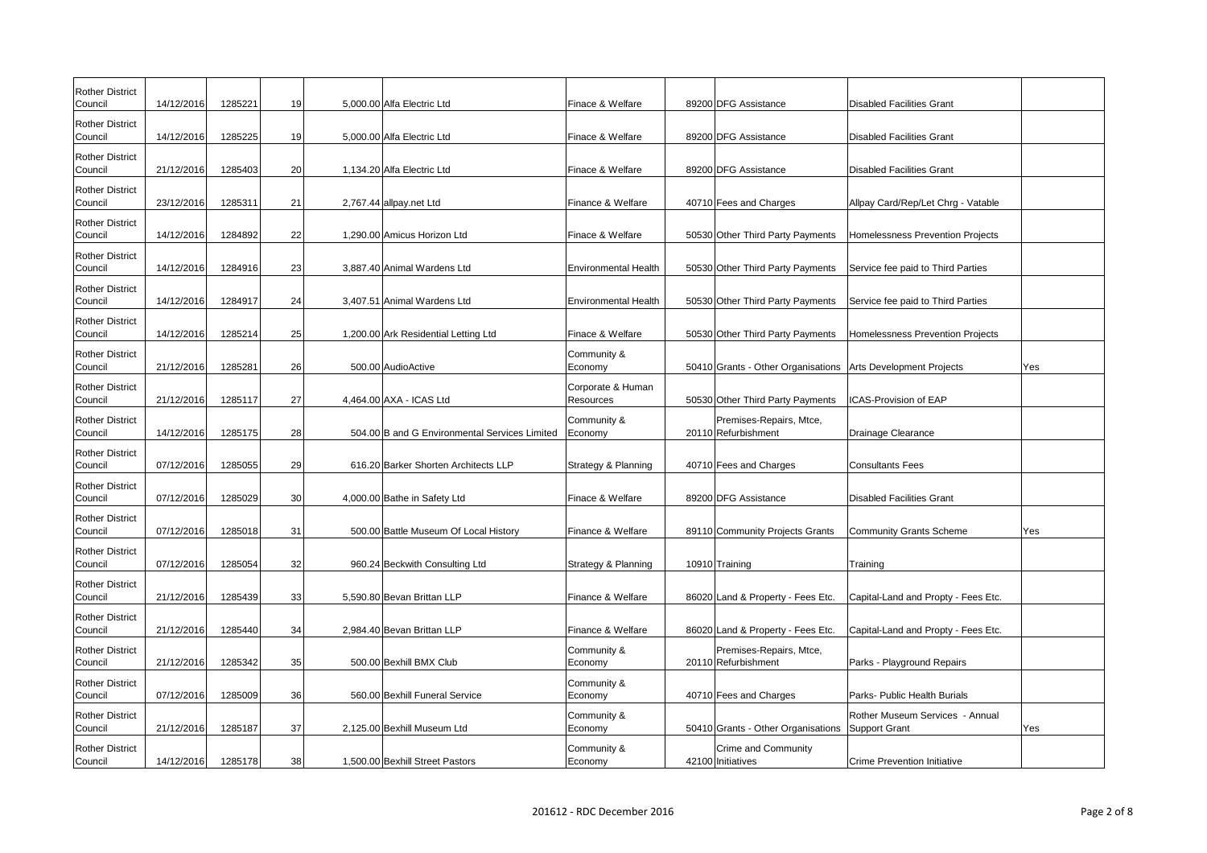| | | | | | | | | | | |
|---|---|---|---|---|---|---|---|---|---|---|
| Rother District Council | 14/12/2016 | 1285221 | 19 | 5,000.00 | Alfa Electric Ltd | Finace & Welfare | 89200 | DFG Assistance | Disabled Facilities Grant | |
| Rother District Council | 14/12/2016 | 1285225 | 19 | 5,000.00 | Alfa Electric Ltd | Finace & Welfare | 89200 | DFG Assistance | Disabled Facilities Grant | |
| Rother District Council | 21/12/2016 | 1285403 | 20 | 1,134.20 | Alfa Electric Ltd | Finace & Welfare | 89200 | DFG Assistance | Disabled Facilities Grant | |
| Rother District Council | 23/12/2016 | 1285311 | 21 | 2,767.44 | allpay.net Ltd | Finance & Welfare | 40710 | Fees and Charges | Allpay Card/Rep/Let Chrg - Vatable | |
| Rother District Council | 14/12/2016 | 1284892 | 22 | 1,290.00 | Amicus Horizon Ltd | Finace & Welfare | 50530 | Other Third Party Payments | Homelessness Prevention Projects | |
| Rother District Council | 14/12/2016 | 1284916 | 23 | 3,887.40 | Animal Wardens Ltd | Environmental Health | 50530 | Other Third Party Payments | Service fee paid to Third Parties | |
| Rother District Council | 14/12/2016 | 1284917 | 24 | 3,407.51 | Animal Wardens Ltd | Environmental Health | 50530 | Other Third Party Payments | Service fee paid to Third Parties | |
| Rother District Council | 14/12/2016 | 1285214 | 25 | 1,200.00 | Ark Residential Letting Ltd | Finace & Welfare | 50530 | Other Third Party Payments | Homelessness Prevention Projects | |
| Rother District Council | 21/12/2016 | 1285281 | 26 | 500.00 | AudioActive | Community & Economy | 50410 | Grants - Other Organisations | Arts Development Projects | Yes |
| Rother District Council | 21/12/2016 | 1285117 | 27 | 4,464.00 | AXA - ICAS Ltd | Corporate & Human Resources | 50530 | Other Third Party Payments | ICAS-Provision of EAP | |
| Rother District Council | 14/12/2016 | 1285175 | 28 | 504.00 | B and G Environmental Services Limited | Community & Economy | 20110 | Premises-Repairs, Mtce, Refurbishment | Drainage Clearance | |
| Rother District Council | 07/12/2016 | 1285055 | 29 | 616.20 | Barker Shorten Architects LLP | Strategy & Planning | 40710 | Fees and Charges | Consultants Fees | |
| Rother District Council | 07/12/2016 | 1285029 | 30 | 4,000.00 | Bathe in Safety Ltd | Finace & Welfare | 89200 | DFG Assistance | Disabled Facilities Grant | |
| Rother District Council | 07/12/2016 | 1285018 | 31 | 500.00 | Battle Museum Of Local History | Finance & Welfare | 89110 | Community Projects Grants | Community Grants Scheme | Yes |
| Rother District Council | 07/12/2016 | 1285054 | 32 | 960.24 | Beckwith Consulting Ltd | Strategy & Planning | 10910 | Training | Training | |
| Rother District Council | 21/12/2016 | 1285439 | 33 | 5,590.80 | Bevan Brittan LLP | Finance & Welfare | 86020 | Land & Property - Fees Etc. | Capital-Land and Propty - Fees Etc. | |
| Rother District Council | 21/12/2016 | 1285440 | 34 | 2,984.40 | Bevan Brittan LLP | Finance & Welfare | 86020 | Land & Property - Fees Etc. | Capital-Land and Propty - Fees Etc. | |
| Rother District Council | 21/12/2016 | 1285342 | 35 | 500.00 | Bexhill BMX Club | Community & Economy | 20110 | Premises-Repairs, Mtce, Refurbishment | Parks - Playground Repairs | |
| Rother District Council | 07/12/2016 | 1285009 | 36 | 560.00 | Bexhill Funeral Service | Community & Economy | 40710 | Fees and Charges | Parks- Public Health Burials | |
| Rother District Council | 21/12/2016 | 1285187 | 37 | 2,125.00 | Bexhill Museum Ltd | Community & Economy | 50410 | Grants - Other Organisations | Rother Museum Services - Annual Support Grant | Yes |
| Rother District Council | 14/12/2016 | 1285178 | 38 | 1,500.00 | Bexhill Street Pastors | Community & Economy | 42100 | Crime and Community Initiatives | Crime Prevention Initiative | |

201612 - RDC December 2016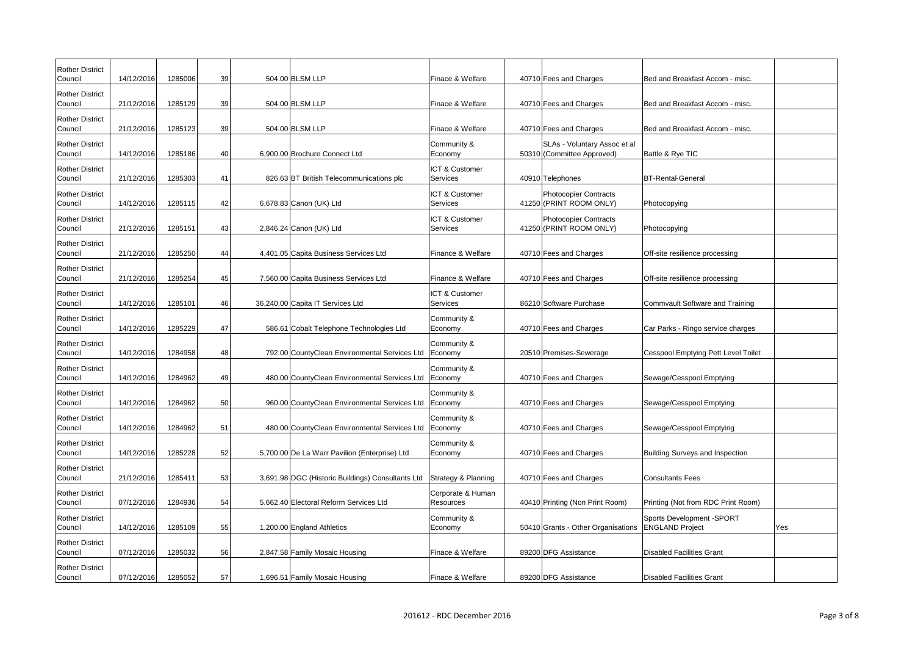| | | | | | | | | | | |
|---|---|---|---|---|---|---|---|---|---|---|
| Rother District Council | 14/12/2016 | 1285006 | 39 | 504.00 | BLSM LLP | Finace & Welfare | 40710 | Fees and Charges | Bed and Breakfast Accom - misc. | |
| Rother District Council | 21/12/2016 | 1285129 | 39 | 504.00 | BLSM LLP | Finace & Welfare | 40710 | Fees and Charges | Bed and Breakfast Accom - misc. | |
| Rother District Council | 21/12/2016 | 1285123 | 39 | 504.00 | BLSM LLP | Finace & Welfare | 40710 | Fees and Charges | Bed and Breakfast Accom - misc. | |
| Rother District Council | 14/12/2016 | 1285186 | 40 | 6,900.00 | Brochure Connect Ltd | Community & Economy | 50310 | SLAs - Voluntary Assoc et al (Committee Approved) | Battle & Rye TIC | |
| Rother District Council | 21/12/2016 | 1285303 | 41 | 826.63 | BT British Telecommunications plc | ICT & Customer Services | 40910 | Telephones | BT-Rental-General | |
| Rother District Council | 14/12/2016 | 1285115 | 42 | 6,678.83 | Canon (UK) Ltd | ICT & Customer Services | 41250 | Photocopier Contracts (PRINT ROOM ONLY) | Photocopying | |
| Rother District Council | 21/12/2016 | 1285151 | 43 | 2,846.24 | Canon (UK) Ltd | ICT & Customer Services | 41250 | Photocopier Contracts (PRINT ROOM ONLY) | Photocopying | |
| Rother District Council | 21/12/2016 | 1285250 | 44 | 4,401.05 | Capita Business Services Ltd | Finance & Welfare | 40710 | Fees and Charges | Off-site resilience processing | |
| Rother District Council | 21/12/2016 | 1285254 | 45 | 7,560.00 | Capita Business Services Ltd | Finance & Welfare | 40710 | Fees and Charges | Off-site resilience processing | |
| Rother District Council | 14/12/2016 | 1285101 | 46 | 36,240.00 | Capita IT Services Ltd | ICT & Customer Services | 86210 | Software Purchase | Commvault Software and Training | |
| Rother District Council | 14/12/2016 | 1285229 | 47 | 586.61 | Cobalt Telephone Technologies Ltd | Community & Economy | 40710 | Fees and Charges | Car Parks - Ringo service charges | |
| Rother District Council | 14/12/2016 | 1284958 | 48 | 792.00 | CountyClean Environmental Services Ltd | Community & Economy | 20510 | Premises-Sewerage | Cesspool Emptying Pett Level Toilet | |
| Rother District Council | 14/12/2016 | 1284962 | 49 | 480.00 | CountyClean Environmental Services Ltd | Community & Economy | 40710 | Fees and Charges | Sewage/Cesspool Emptying | |
| Rother District Council | 14/12/2016 | 1284962 | 50 | 960.00 | CountyClean Environmental Services Ltd | Community & Economy | 40710 | Fees and Charges | Sewage/Cesspool Emptying | |
| Rother District Council | 14/12/2016 | 1284962 | 51 | 480.00 | CountyClean Environmental Services Ltd | Community & Economy | 40710 | Fees and Charges | Sewage/Cesspool Emptying | |
| Rother District Council | 14/12/2016 | 1285228 | 52 | 5,700.00 | De La Warr Pavilion (Enterprise) Ltd | Community & Economy | 40710 | Fees and Charges | Building Surveys and Inspection | |
| Rother District Council | 21/12/2016 | 1285411 | 53 | 3,691.98 | DGC (Historic Buildings) Consultants Ltd | Strategy & Planning | 40710 | Fees and Charges | Consultants Fees | |
| Rother District Council | 07/12/2016 | 1284936 | 54 | 5,662.40 | Electoral Reform Services Ltd | Corporate & Human Resources | 40410 | Printing (Non Print Room) | Printing (Not from RDC Print Room) | |
| Rother District Council | 14/12/2016 | 1285109 | 55 | 1,200.00 | England Athletics | Community & Economy | 50410 | Grants - Other Organisations | Sports Development -SPORT ENGLAND Project | Yes |
| Rother District Council | 07/12/2016 | 1285032 | 56 | 2,847.58 | Family Mosaic Housing | Finace & Welfare | 89200 | DFG Assistance | Disabled Facilities Grant | |
| Rother District Council | 07/12/2016 | 1285052 | 57 | 1,696.51 | Family Mosaic Housing | Finace & Welfare | 89200 | DFG Assistance | Disabled Facilities Grant | |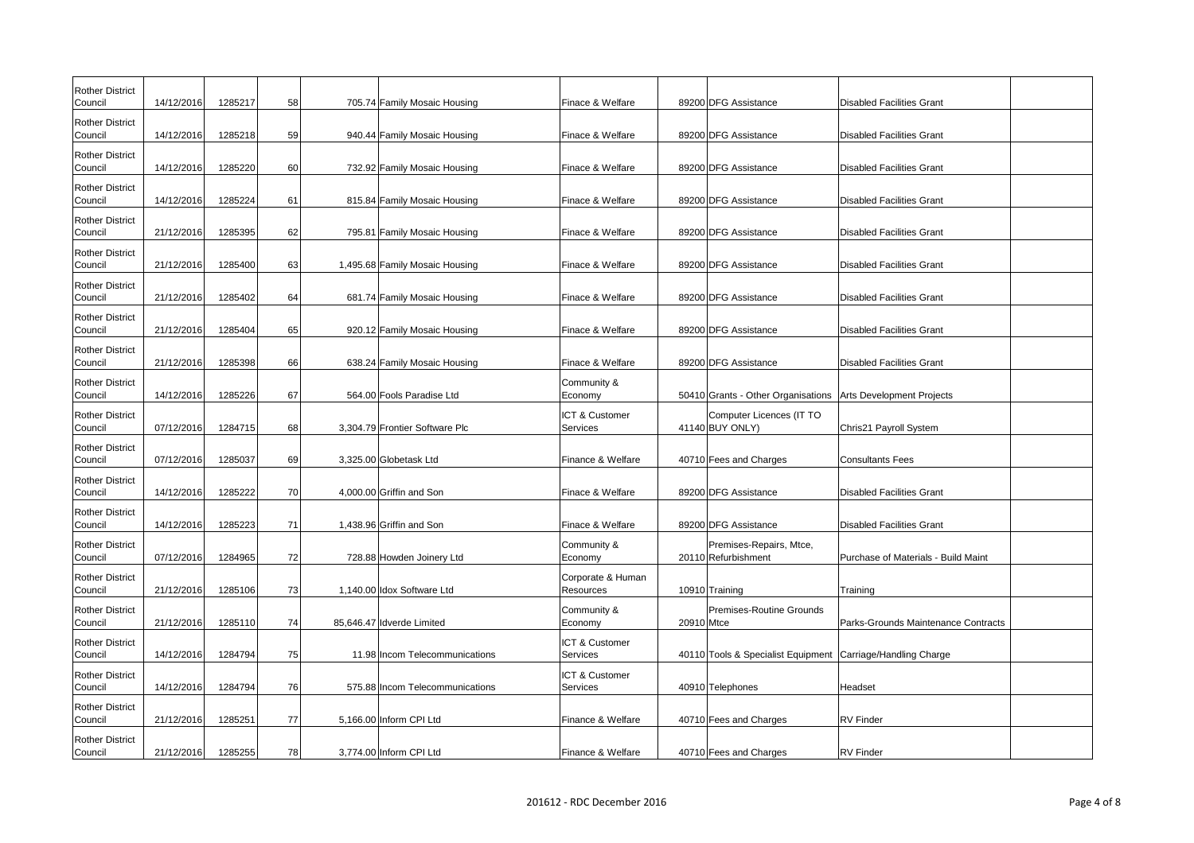| | | | | | | | | | | |
|---|---|---|---|---|---|---|---|---|---|---|
| Rother District Council | 14/12/2016 | 1285217 | 58 | 705.74 | Family Mosaic Housing | Finace & Welfare | 89200 | DFG Assistance | Disabled Facilities Grant | |
| Rother District Council | 14/12/2016 | 1285218 | 59 | 940.44 | Family Mosaic Housing | Finace & Welfare | 89200 | DFG Assistance | Disabled Facilities Grant | |
| Rother District Council | 14/12/2016 | 1285220 | 60 | 732.92 | Family Mosaic Housing | Finace & Welfare | 89200 | DFG Assistance | Disabled Facilities Grant | |
| Rother District Council | 14/12/2016 | 1285224 | 61 | 815.84 | Family Mosaic Housing | Finace & Welfare | 89200 | DFG Assistance | Disabled Facilities Grant | |
| Rother District Council | 21/12/2016 | 1285395 | 62 | 795.81 | Family Mosaic Housing | Finace & Welfare | 89200 | DFG Assistance | Disabled Facilities Grant | |
| Rother District Council | 21/12/2016 | 1285400 | 63 | 1,495.68 | Family Mosaic Housing | Finace & Welfare | 89200 | DFG Assistance | Disabled Facilities Grant | |
| Rother District Council | 21/12/2016 | 1285402 | 64 | 681.74 | Family Mosaic Housing | Finace & Welfare | 89200 | DFG Assistance | Disabled Facilities Grant | |
| Rother District Council | 21/12/2016 | 1285404 | 65 | 920.12 | Family Mosaic Housing | Finace & Welfare | 89200 | DFG Assistance | Disabled Facilities Grant | |
| Rother District Council | 21/12/2016 | 1285398 | 66 | 638.24 | Family Mosaic Housing | Finace & Welfare | 89200 | DFG Assistance | Disabled Facilities Grant | |
| Rother District Council | 14/12/2016 | 1285226 | 67 | 564.00 | Fools Paradise Ltd | Community & Economy | 50410 | Grants - Other Organisations | Arts Development Projects | |
| Rother District Council | 07/12/2016 | 1284715 | 68 | 3,304.79 | Frontier Software Plc | ICT & Customer Services | 41140 | Computer Licences (IT TO BUY ONLY) | Chris21 Payroll System | |
| Rother District Council | 07/12/2016 | 1285037 | 69 | 3,325.00 | Globetask Ltd | Finance & Welfare | 40710 | Fees and Charges | Consultants Fees | |
| Rother District Council | 14/12/2016 | 1285222 | 70 | 4,000.00 | Griffin and Son | Finace & Welfare | 89200 | DFG Assistance | Disabled Facilities Grant | |
| Rother District Council | 14/12/2016 | 1285223 | 71 | 1,438.96 | Griffin and Son | Finace & Welfare | 89200 | DFG Assistance | Disabled Facilities Grant | |
| Rother District Council | 07/12/2016 | 1284965 | 72 | 728.88 | Howden Joinery Ltd | Community & Economy | 20110 | Premises-Repairs, Mtce, Refurbishment | Purchase of Materials - Build Maint | |
| Rother District Council | 21/12/2016 | 1285106 | 73 | 1,140.00 | Idox Software Ltd | Corporate & Human Resources | 10910 | Training | Training | |
| Rother District Council | 21/12/2016 | 1285110 | 74 | 85,646.47 | Idverde Limited | Community & Economy | 20910 | Premises-Routine Grounds Mtce | Parks-Grounds Maintenance Contracts | |
| Rother District Council | 14/12/2016 | 1284794 | 75 | 11.98 | Incom Telecommunications | ICT & Customer Services | 40110 | Tools & Specialist Equipment | Carriage/Handling Charge | |
| Rother District Council | 14/12/2016 | 1284794 | 76 | 575.88 | Incom Telecommunications | ICT & Customer Services | 40910 | Telephones | Headset | |
| Rother District Council | 21/12/2016 | 1285251 | 77 | 5,166.00 | Inform CPI Ltd | Finance & Welfare | 40710 | Fees and Charges | RV Finder | |
| Rother District Council | 21/12/2016 | 1285255 | 78 | 3,774.00 | Inform CPI Ltd | Finance & Welfare | 40710 | Fees and Charges | RV Finder | |

201612 - RDC December 2016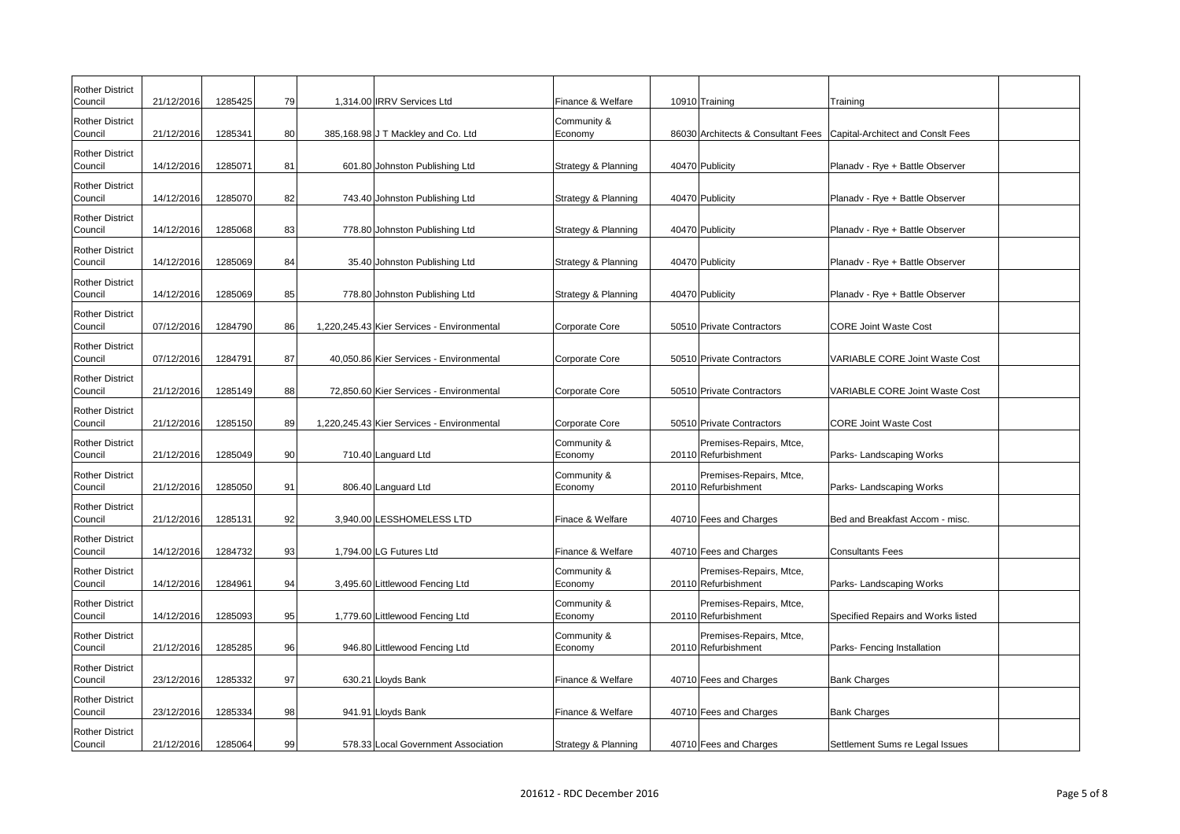| Rother District Council | 21/12/2016 | 1285425 | 79 | 1,314.00 | IRRV Services Ltd | Finance & Welfare | 10910 | Training | Training | |
|---|---|---|---|---|---|---|---|---|---|---|
| Rother District Council | 21/12/2016 | 1285341 | 80 | 385,168.98 | J T Mackley and Co. Ltd | Community & Economy | 86030 | Architects & Consultant Fees | Capital-Architect and Conslt Fees | |
| Rother District Council | 14/12/2016 | 1285071 | 81 | 601.80 | Johnston Publishing Ltd | Strategy & Planning | 40470 | Publicity | Planadv - Rye + Battle Observer | |
| Rother District Council | 14/12/2016 | 1285070 | 82 | 743.40 | Johnston Publishing Ltd | Strategy & Planning | 40470 | Publicity | Planadv - Rye + Battle Observer | |
| Rother District Council | 14/12/2016 | 1285068 | 83 | 778.80 | Johnston Publishing Ltd | Strategy & Planning | 40470 | Publicity | Planadv - Rye + Battle Observer | |
| Rother District Council | 14/12/2016 | 1285069 | 84 | 35.40 | Johnston Publishing Ltd | Strategy & Planning | 40470 | Publicity | Planadv - Rye + Battle Observer | |
| Rother District Council | 14/12/2016 | 1285069 | 85 | 778.80 | Johnston Publishing Ltd | Strategy & Planning | 40470 | Publicity | Planadv - Rye + Battle Observer | |
| Rother District Council | 07/12/2016 | 1284790 | 86 | 1,220,245.43 | Kier Services - Environmental | Corporate Core | 50510 | Private Contractors | CORE Joint Waste Cost | |
| Rother District Council | 07/12/2016 | 1284791 | 87 | 40,050.86 | Kier Services - Environmental | Corporate Core | 50510 | Private Contractors | VARIABLE CORE Joint Waste Cost | |
| Rother District Council | 21/12/2016 | 1285149 | 88 | 72,850.60 | Kier Services - Environmental | Corporate Core | 50510 | Private Contractors | VARIABLE CORE Joint Waste Cost | |
| Rother District Council | 21/12/2016 | 1285150 | 89 | 1,220,245.43 | Kier Services - Environmental | Corporate Core | 50510 | Private Contractors | CORE Joint Waste Cost | |
| Rother District Council | 21/12/2016 | 1285049 | 90 | 710.40 | Languard Ltd | Community & Economy | 20110 | Premises-Repairs, Mtce, Refurbishment | Parks- Landscaping Works | |
| Rother District Council | 21/12/2016 | 1285050 | 91 | 806.40 | Languard Ltd | Community & Economy | 20110 | Premises-Repairs, Mtce, Refurbishment | Parks- Landscaping Works | |
| Rother District Council | 21/12/2016 | 1285131 | 92 | 3,940.00 | LESSHOMELESS LTD | Finace & Welfare | 40710 | Fees and Charges | Bed and Breakfast Accom - misc. | |
| Rother District Council | 14/12/2016 | 1284732 | 93 | 1,794.00 | LG Futures Ltd | Finance & Welfare | 40710 | Fees and Charges | Consultants Fees | |
| Rother District Council | 14/12/2016 | 1284961 | 94 | 3,495.60 | Littlewood Fencing Ltd | Community & Economy | 20110 | Premises-Repairs, Mtce, Refurbishment | Parks- Landscaping Works | |
| Rother District Council | 14/12/2016 | 1285093 | 95 | 1,779.60 | Littlewood Fencing Ltd | Community & Economy | 20110 | Premises-Repairs, Mtce, Refurbishment | Specified Repairs and Works listed | |
| Rother District Council | 21/12/2016 | 1285285 | 96 | 946.80 | Littlewood Fencing Ltd | Community & Economy | 20110 | Premises-Repairs, Mtce, Refurbishment | Parks- Fencing Installation | |
| Rother District Council | 23/12/2016 | 1285332 | 97 | 630.21 | Lloyds Bank | Finance & Welfare | 40710 | Fees and Charges | Bank Charges | |
| Rother District Council | 23/12/2016 | 1285334 | 98 | 941.91 | Lloyds Bank | Finance & Welfare | 40710 | Fees and Charges | Bank Charges | |
| Rother District Council | 21/12/2016 | 1285064 | 99 | 578.33 | Local Government Association | Strategy & Planning | 40710 | Fees and Charges | Settlement Sums re Legal Issues | |

201612 - RDC December 2016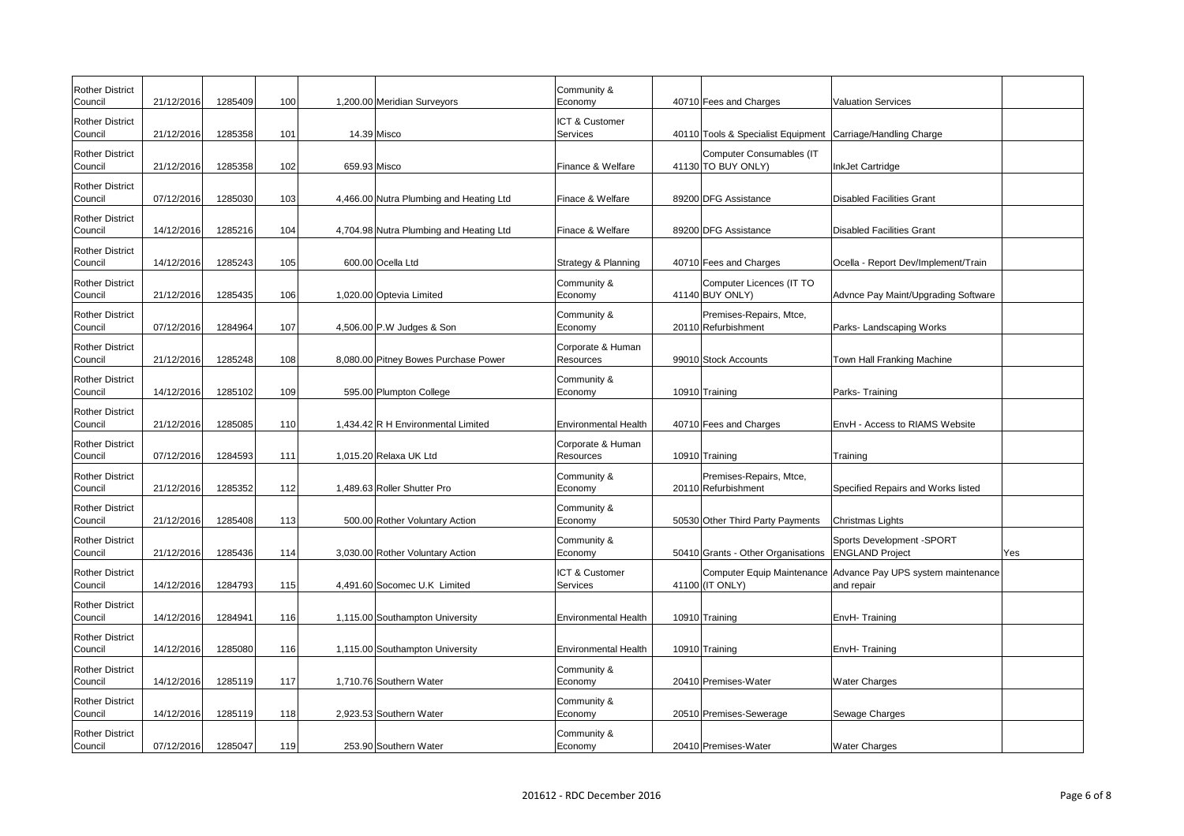| | | | | | | | | | | |
|---|---|---|---|---|---|---|---|---|---|---|
| Rother District Council | 21/12/2016 | 1285409 | 100 | 1,200.00 | Meridian Surveyors | Community & Economy | 40710 | Fees and Charges | Valuation Services | |
| Rother District Council | 21/12/2016 | 1285358 | 101 | 14.39 | Misco | ICT & Customer Services | 40110 | Tools & Specialist Equipment | Carriage/Handling Charge | |
| Rother District Council | 21/12/2016 | 1285358 | 102 | 659.93 | Misco | Finance & Welfare | 41130 | Computer Consumables (IT TO BUY ONLY) | InkJet Cartridge | |
| Rother District Council | 07/12/2016 | 1285030 | 103 | 4,466.00 | Nutra Plumbing and Heating Ltd | Finace & Welfare | 89200 | DFG Assistance | Disabled Facilities Grant | |
| Rother District Council | 14/12/2016 | 1285216 | 104 | 4,704.98 | Nutra Plumbing and Heating Ltd | Finace & Welfare | 89200 | DFG Assistance | Disabled Facilities Grant | |
| Rother District Council | 14/12/2016 | 1285243 | 105 | 600.00 | Ocella Ltd | Strategy & Planning | 40710 | Fees and Charges | Ocella - Report Dev/Implement/Train | |
| Rother District Council | 21/12/2016 | 1285435 | 106 | 1,020.00 | Optevia Limited | Community & Economy | 41140 | Computer Licences (IT TO BUY ONLY) | Advnce Pay Maint/Upgrading Software | |
| Rother District Council | 07/12/2016 | 1284964 | 107 | 4,506.00 | P.W Judges & Son | Community & Economy | 20110 | Premises-Repairs, Mtce, Refurbishment | Parks- Landscaping Works | |
| Rother District Council | 21/12/2016 | 1285248 | 108 | 8,080.00 | Pitney Bowes Purchase Power | Corporate & Human Resources | 99010 | Stock Accounts | Town Hall Franking Machine | |
| Rother District Council | 14/12/2016 | 1285102 | 109 | 595.00 | Plumpton College | Community & Economy | 10910 | Training | Parks- Training | |
| Rother District Council | 21/12/2016 | 1285085 | 110 | 1,434.42 | R H Environmental Limited | Environmental Health | 40710 | Fees and Charges | EnvH - Access to RIAMS Website | |
| Rother District Council | 07/12/2016 | 1284593 | 111 | 1,015.20 | Relaxa UK Ltd | Corporate & Human Resources | 10910 | Training | Training | |
| Rother District Council | 21/12/2016 | 1285352 | 112 | 1,489.63 | Roller Shutter Pro | Community & Economy | 20110 | Premises-Repairs, Mtce, Refurbishment | Specified Repairs and Works listed | |
| Rother District Council | 21/12/2016 | 1285408 | 113 | 500.00 | Rother Voluntary Action | Community & Economy | 50530 | Other Third Party Payments | Christmas Lights | |
| Rother District Council | 21/12/2016 | 1285436 | 114 | 3,030.00 | Rother Voluntary Action | Community & Economy | 50410 | Grants - Other Organisations | Sports Development -SPORT ENGLAND Project | Yes |
| Rother District Council | 14/12/2016 | 1284793 | 115 | 4,491.60 | Socomec U.K Limited | ICT & Customer Services | 41100 | Computer Equip Maintenance (IT ONLY) | Advance Pay UPS system maintenance and repair | |
| Rother District Council | 14/12/2016 | 1284941 | 116 | 1,115.00 | Southampton University | Environmental Health | 10910 | Training | EnvH- Training | |
| Rother District Council | 14/12/2016 | 1285080 | 116 | 1,115.00 | Southampton University | Environmental Health | 10910 | Training | EnvH- Training | |
| Rother District Council | 14/12/2016 | 1285119 | 117 | 1,710.76 | Southern Water | Community & Economy | 20410 | Premises-Water | Water Charges | |
| Rother District Council | 14/12/2016 | 1285119 | 118 | 2,923.53 | Southern Water | Community & Economy | 20510 | Premises-Sewerage | Sewage Charges | |
| Rother District Council | 07/12/2016 | 1285047 | 119 | 253.90 | Southern Water | Community & Economy | 20410 | Premises-Water | Water Charges | |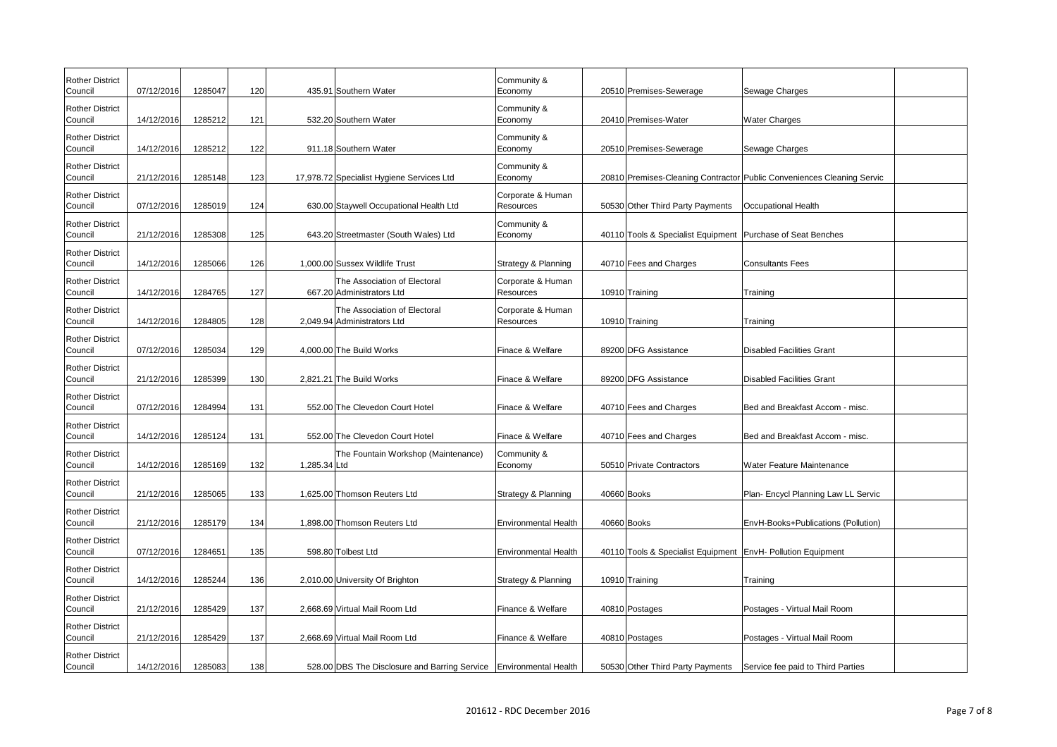| | | | | | | | | | |
|---|---|---|---|---|---|---|---|---|---|
| Rother District Council | 07/12/2016 | 1285047 | 120 | 435.91 | Southern Water | Community & Economy | 20510 | Premises-Sewerage | Sewage Charges | |
| Rother District Council | 14/12/2016 | 1285212 | 121 | 532.20 | Southern Water | Community & Economy | 20410 | Premises-Water | Water Charges | |
| Rother District Council | 14/12/2016 | 1285212 | 122 | 911.18 | Southern Water | Community & Economy | 20510 | Premises-Sewerage | Sewage Charges | |
| Rother District Council | 21/12/2016 | 1285148 | 123 | 17,978.72 | Specialist Hygiene Services Ltd | Community & Economy | 20810 | Premises-Cleaning Contractor | Public Conveniences Cleaning Servic | |
| Rother District Council | 07/12/2016 | 1285019 | 124 | 630.00 | Staywell Occupational Health Ltd | Corporate & Human Resources | 50530 | Other Third Party Payments | Occupational Health | |
| Rother District Council | 21/12/2016 | 1285308 | 125 | 643.20 | Streetmaster (South Wales) Ltd | Community & Economy | 40110 | Tools & Specialist Equipment | Purchase of Seat Benches | |
| Rother District Council | 14/12/2016 | 1285066 | 126 | 1,000.00 | Sussex Wildlife Trust | Strategy & Planning | 40710 | Fees and Charges | Consultants Fees | |
| Rother District Council | 14/12/2016 | 1284765 | 127 | 667.20 | The Association of Electoral Administrators Ltd | Corporate & Human Resources | 10910 | Training | Training | |
| Rother District Council | 14/12/2016 | 1284805 | 128 | 2,049.94 | The Association of Electoral Administrators Ltd | Corporate & Human Resources | 10910 | Training | Training | |
| Rother District Council | 07/12/2016 | 1285034 | 129 | 4,000.00 | The Build Works | Finace & Welfare | 89200 | DFG Assistance | Disabled Facilities Grant | |
| Rother District Council | 21/12/2016 | 1285399 | 130 | 2,821.21 | The Build Works | Finace & Welfare | 89200 | DFG Assistance | Disabled Facilities Grant | |
| Rother District Council | 07/12/2016 | 1284994 | 131 | 552.00 | The Clevedon Court Hotel | Finace & Welfare | 40710 | Fees and Charges | Bed and Breakfast Accom - misc. | |
| Rother District Council | 14/12/2016 | 1285124 | 131 | 552.00 | The Clevedon Court Hotel | Finace & Welfare | 40710 | Fees and Charges | Bed and Breakfast Accom - misc. | |
| Rother District Council | 14/12/2016 | 1285169 | 132 | 1,285.34 | The Fountain Workshop (Maintenance) Ltd | Community & Economy | 50510 | Private Contractors | Water Feature Maintenance | |
| Rother District Council | 21/12/2016 | 1285065 | 133 | 1,625.00 | Thomson Reuters Ltd | Strategy & Planning | 40660 | Books | Plan- Encycl Planning Law LL Servic | |
| Rother District Council | 21/12/2016 | 1285179 | 134 | 1,898.00 | Thomson Reuters Ltd | Environmental Health | 40660 | Books | EnvH-Books+Publications (Pollution) | |
| Rother District Council | 07/12/2016 | 1284651 | 135 | 598.80 | Tolbest Ltd | Environmental Health | 40110 | Tools & Specialist Equipment | EnvH- Pollution Equipment | |
| Rother District Council | 14/12/2016 | 1285244 | 136 | 2,010.00 | University Of Brighton | Strategy & Planning | 10910 | Training | Training | |
| Rother District Council | 21/12/2016 | 1285429 | 137 | 2,668.69 | Virtual Mail Room Ltd | Finance & Welfare | 40810 | Postages | Postages - Virtual Mail Room | |
| Rother District Council | 21/12/2016 | 1285429 | 137 | 2,668.69 | Virtual Mail Room Ltd | Finance & Welfare | 40810 | Postages | Postages - Virtual Mail Room | |
| Rother District Council | 14/12/2016 | 1285083 | 138 | 528.00 | DBS The Disclosure and Barring Service | Environmental Health | 50530 | Other Third Party Payments | Service fee paid to Third Parties | |

201612 - RDC December 2016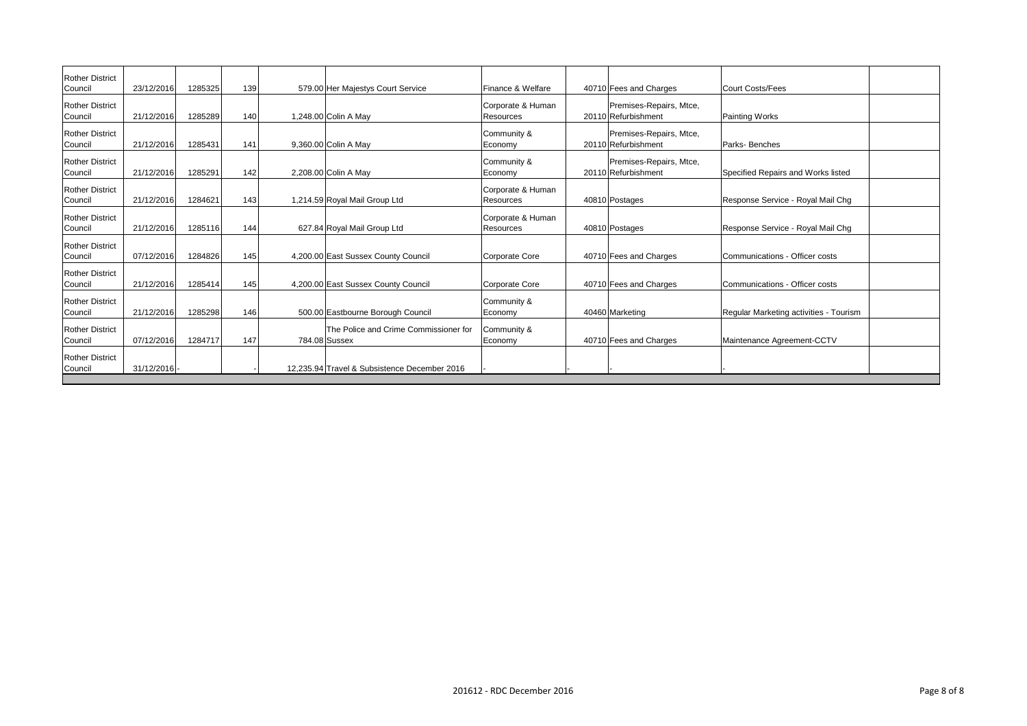| | | | | | | | | | | |
|---|---|---|---|---|---|---|---|---|---|---|
| Rother District Council | 23/12/2016 | 1285325 | 139 | 579.00 | Her Majestys Court Service | Finance & Welfare | 40710 | Fees and Charges | Court Costs/Fees | |
| Rother District Council | 21/12/2016 | 1285289 | 140 | 1,248.00 | Colin A May | Corporate & Human Resources | 20110 | Premises-Repairs, Mtce, Refurbishment | Painting Works | |
| Rother District Council | 21/12/2016 | 1285431 | 141 | 9,360.00 | Colin A May | Community & Economy | 20110 | Premises-Repairs, Mtce, Refurbishment | Parks- Benches | |
| Rother District Council | 21/12/2016 | 1285291 | 142 | 2,208.00 | Colin A May | Community & Economy | 20110 | Premises-Repairs, Mtce, Refurbishment | Specified Repairs and Works listed | |
| Rother District Council | 21/12/2016 | 1284621 | 143 | 1,214.59 | Royal Mail Group Ltd | Corporate & Human Resources | 40810 | Postages | Response Service - Royal Mail Chg | |
| Rother District Council | 21/12/2016 | 1285116 | 144 | 627.84 | Royal Mail Group Ltd | Corporate & Human Resources | 40810 | Postages | Response Service - Royal Mail Chg | |
| Rother District Council | 07/12/2016 | 1284826 | 145 | 4,200.00 | East Sussex County Council | Corporate Core | 40710 | Fees and Charges | Communications - Officer costs | |
| Rother District Council | 21/12/2016 | 1285414 | 145 | 4,200.00 | East Sussex County Council | Corporate Core | 40710 | Fees and Charges | Communications - Officer costs | |
| Rother District Council | 21/12/2016 | 1285298 | 146 | 500.00 | Eastbourne Borough Council | Community & Economy | 40460 | Marketing | Regular Marketing activities - Tourism | |
| Rother District Council | 07/12/2016 | 1284717 | 147 | 784.08 | The Police and Crime Commissioner for Sussex | Community & Economy | 40710 | Fees and Charges | Maintenance Agreement-CCTV | |
| Rother District Council | 31/12/2016 | - | - | 12,235.94 | Travel & Subsistence December 2016 | - | - | - | - | |